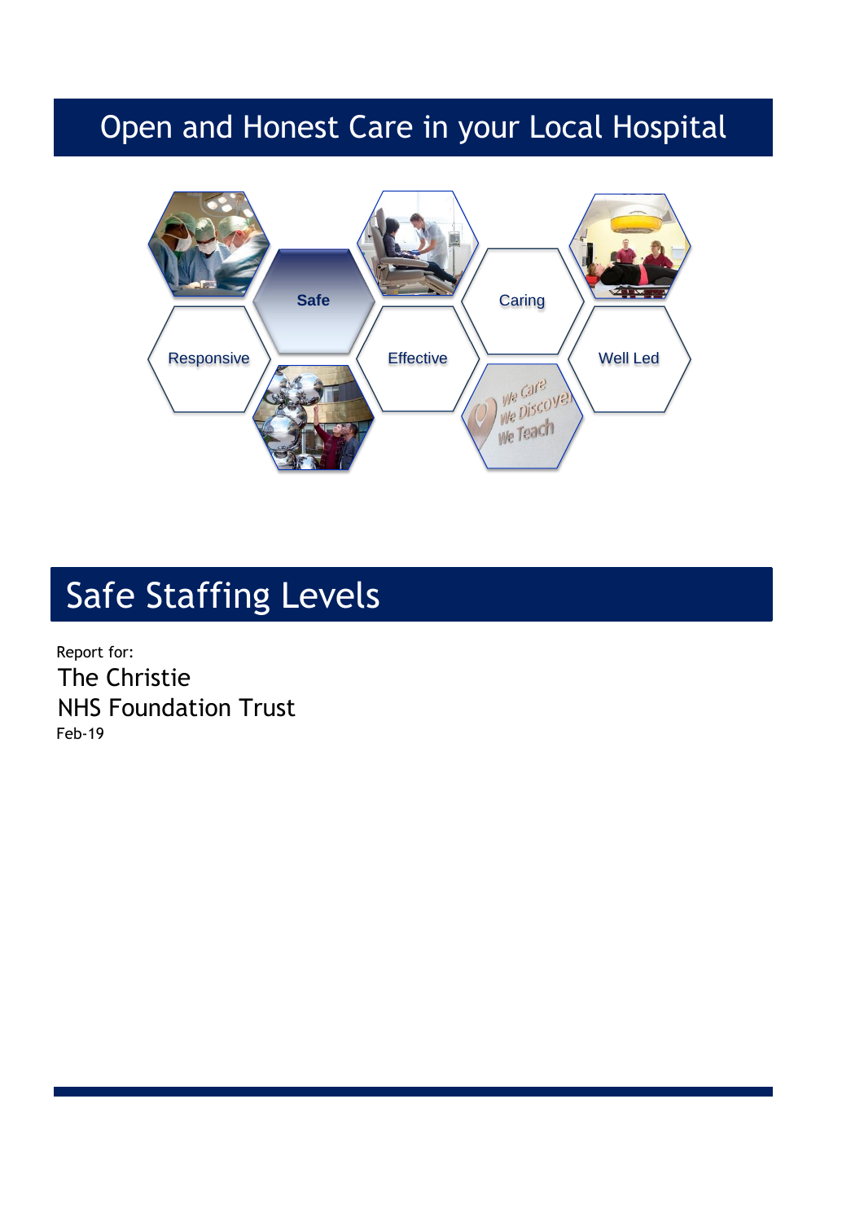# Open and Honest Care in your Local Hospital

Safe

Caring

Responsive

Effective

Well Led

# Safe Staffing Levels

Report for:

The Christie
NHS Foundation Trust

Feb-19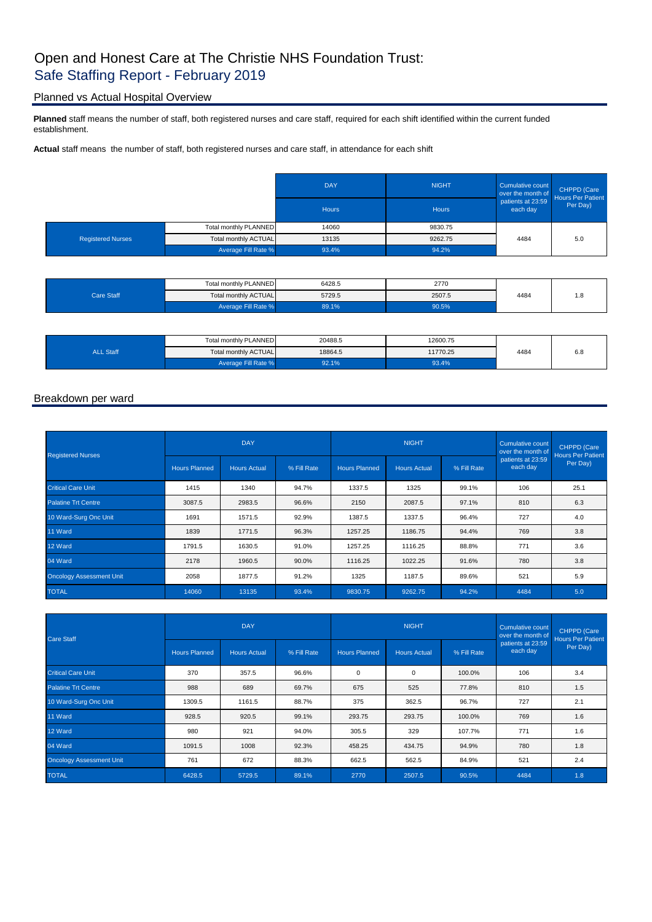# Open and Honest Care at The Christie NHS Foundation Trust:

## Safe Staffing Report - February 2019

## Planned vs Actual Hospital Overview

**Planned** staff means the number of staff, both registered nurses and care staff, required for each shift identified within the current funded establishment.

**Actual** staff means the number of staff, both registered nurses and care staff, in attendance for each shift

| | | DAY | NIGHT | Cumulative count over the month of patients at 23:59 each day | CHPPD (Care Hours Per Patient Per Day) |
|---|---|---|---|---|---|
| | | Hours | Hours | | |
| Registered Nurses | Total monthly PLANNED | 14060 | 9830.75 | 4484 | 5.0 |
| | Total monthly ACTUAL | 13135 | 9262.75 | | |
| | Average Fill Rate % | 93.4% | 94.2% | | |

| | | DAY | NIGHT | Cumulative count over the month of patients at 23:59 each day | CHPPD (Care Hours Per Patient Per Day) |
|---|---|---|---|---|---|
| Care Staff | Total monthly PLANNED | 6428.5 | 2770 | 4484 | 1.8 |
| | Total monthly ACTUAL | 5729.5 | 2507.5 | | |
| | Average Fill Rate % | 89.1% | 90.5% | | |

| | | DAY | NIGHT | Cumulative count over the month of patients at 23:59 each day | CHPPD (Care Hours Per Patient Per Day) |
|---|---|---|---|---|---|
| ALL Staff | Total monthly PLANNED | 20488.5 | 12600.75 | 4484 | 6.8 |
| | Total monthly ACTUAL | 18864.5 | 11770.25 | | |
| | Average Fill Rate % | 92.1% | 93.4% | | |

## Breakdown per ward

| Registered Nurses | DAY | | | NIGHT | | | Cumulative count over the month of patients at 23:59 each day | CHPPD (Care Hours Per Patient Per Day) |
|---|---|---|---|---|---|---|---|---|
| | Hours Planned | Hours Actual | % Fill Rate | Hours Planned | Hours Actual | % Fill Rate | | |
| Critical Care Unit | 1415 | 1340 | 94.7% | 1337.5 | 1325 | 99.1% | 106 | 25.1 |
| Palatine Trt Centre | 3087.5 | 2983.5 | 96.6% | 2150 | 2087.5 | 97.1% | 810 | 6.3 |
| 10 Ward-Surg Onc Unit | 1691 | 1571.5 | 92.9% | 1387.5 | 1337.5 | 96.4% | 727 | 4.0 |
| 11 Ward | 1839 | 1771.5 | 96.3% | 1257.25 | 1186.75 | 94.4% | 769 | 3.8 |
| 12 Ward | 1791.5 | 1630.5 | 91.0% | 1257.25 | 1116.25 | 88.8% | 771 | 3.6 |
| 04 Ward | 2178 | 1960.5 | 90.0% | 1116.25 | 1022.25 | 91.6% | 780 | 3.8 |
| Oncology Assessment Unit | 2058 | 1877.5 | 91.2% | 1325 | 1187.5 | 89.6% | 521 | 5.9 |
| TOTAL | 14060 | 13135 | 93.4% | 9830.75 | 9262.75 | 94.2% | 4484 | 5.0 |

| Care Staff | DAY | | | NIGHT | | | Cumulative count over the month of patients at 23:59 each day | CHPPD (Care Hours Per Patient Per Day) |
|---|---|---|---|---|---|---|---|---|
| | Hours Planned | Hours Actual | % Fill Rate | Hours Planned | Hours Actual | % Fill Rate | | |
| Critical Care Unit | 370 | 357.5 | 96.6% | 0 | 0 | 100.0% | 106 | 3.4 |
| Palatine Trt Centre | 988 | 689 | 69.7% | 675 | 525 | 77.8% | 810 | 1.5 |
| 10 Ward-Surg Onc Unit | 1309.5 | 1161.5 | 88.7% | 375 | 362.5 | 96.7% | 727 | 2.1 |
| 11 Ward | 928.5 | 920.5 | 99.1% | 293.75 | 293.75 | 100.0% | 769 | 1.6 |
| 12 Ward | 980 | 921 | 94.0% | 305.5 | 329 | 107.7% | 771 | 1.6 |
| 04 Ward | 1091.5 | 1008 | 92.3% | 458.25 | 434.75 | 94.9% | 780 | 1.8 |
| Oncology Assessment Unit | 761 | 672 | 88.3% | 662.5 | 562.5 | 84.9% | 521 | 2.4 |
| TOTAL | 6428.5 | 5729.5 | 89.1% | 2770 | 2507.5 | 90.5% | 4484 | 1.8 |